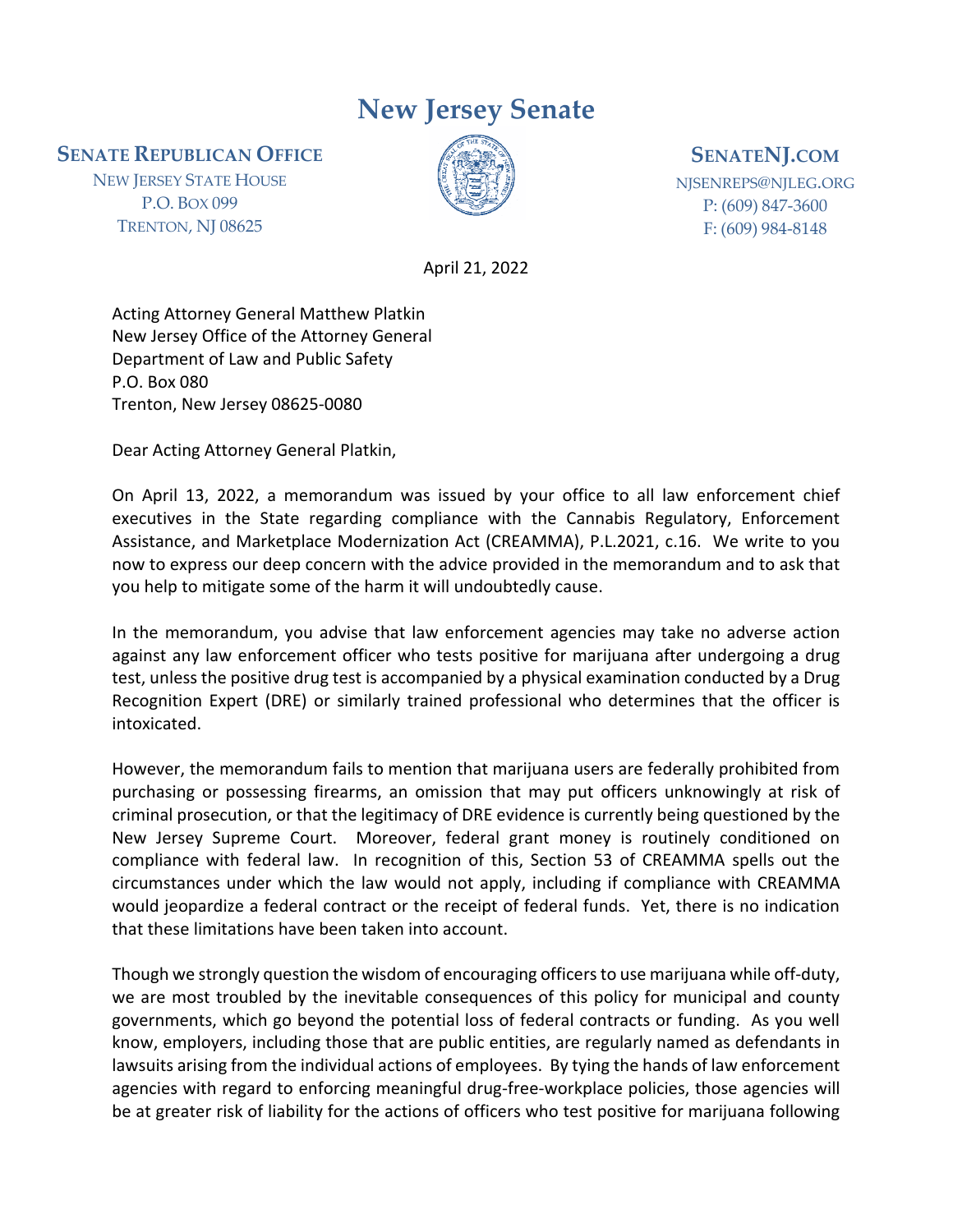# New Jersey Senate

**SENATE REPUBLICAN OFFICE**
NEW JERSEY STATE HOUSE
P.O. BOX 099
TRENTON, NJ 08625

**SENATENJ.COM**
NJSENREPS@NJLEG.ORG
P: (609) 847-3600
F: (609) 984-8148

April 21, 2022

Acting Attorney General Matthew Platkin
New Jersey Office of the Attorney General
Department of Law and Public Safety
P.O. Box 080
Trenton, New Jersey 08625-0080

Dear Acting Attorney General Platkin,

On April 13, 2022, a memorandum was issued by your office to all law enforcement chief executives in the State regarding compliance with the Cannabis Regulatory, Enforcement Assistance, and Marketplace Modernization Act (CREAMMA), P.L.2021, c.16. We write to you now to express our deep concern with the advice provided in the memorandum and to ask that you help to mitigate some of the harm it will undoubtedly cause.

In the memorandum, you advise that law enforcement agencies may take no adverse action against any law enforcement officer who tests positive for marijuana after undergoing a drug test, unless the positive drug test is accompanied by a physical examination conducted by a Drug Recognition Expert (DRE) or similarly trained professional who determines that the officer is intoxicated.

However, the memorandum fails to mention that marijuana users are federally prohibited from purchasing or possessing firearms, an omission that may put officers unknowingly at risk of criminal prosecution, or that the legitimacy of DRE evidence is currently being questioned by the New Jersey Supreme Court. Moreover, federal grant money is routinely conditioned on compliance with federal law. In recognition of this, Section 53 of CREAMMA spells out the circumstances under which the law would not apply, including if compliance with CREAMMA would jeopardize a federal contract or the receipt of federal funds. Yet, there is no indication that these limitations have been taken into account.

Though we strongly question the wisdom of encouraging officers to use marijuana while off-duty, we are most troubled by the inevitable consequences of this policy for municipal and county governments, which go beyond the potential loss of federal contracts or funding. As you well know, employers, including those that are public entities, are regularly named as defendants in lawsuits arising from the individual actions of employees. By tying the hands of law enforcement agencies with regard to enforcing meaningful drug-free-workplace policies, those agencies will be at greater risk of liability for the actions of officers who test positive for marijuana following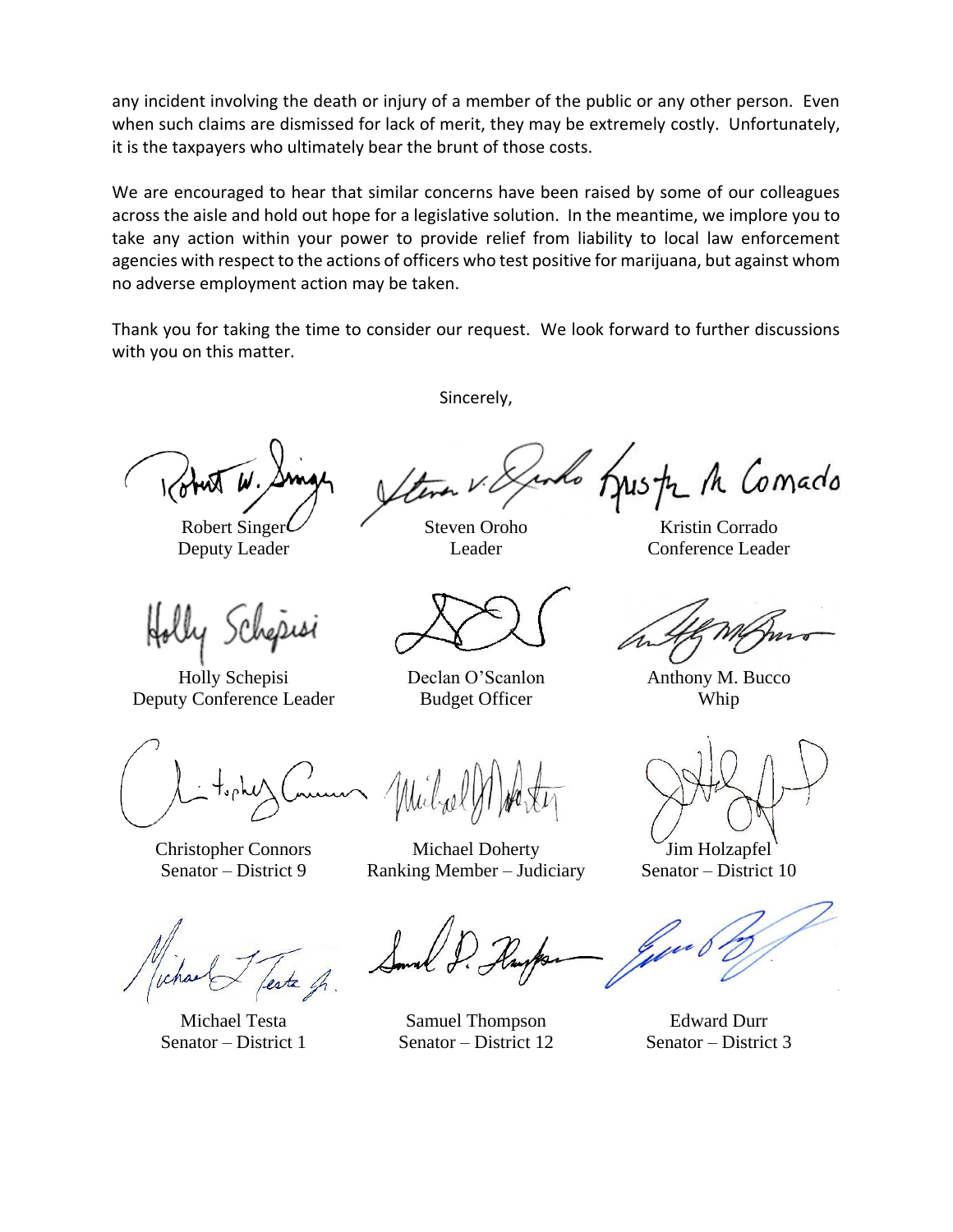any incident involving the death or injury of a member of the public or any other person. Even when such claims are dismissed for lack of merit, they may be extremely costly. Unfortunately, it is the taxpayers who ultimately bear the brunt of those costs.

We are encouraged to hear that similar concerns have been raised by some of our colleagues across the aisle and hold out hope for a legislative solution. In the meantime, we implore you to take any action within your power to provide relief from liability to local law enforcement agencies with respect to the actions of officers who test positive for marijuana, but against whom no adverse employment action may be taken.

Thank you for taking the time to consider our request. We look forward to further discussions with you on this matter.

Sincerely,

Robert Singer
Deputy Leader

Steven Oroho
Leader

Kristin Corrado
Conference Leader

Holly Schepisi
Deputy Conference Leader

Declan O'Scanlon
Budget Officer

Anthony M. Bucco
Whip

Christopher Connors
Senator – District 9

Michael Doherty
Ranking Member – Judiciary

Jim Holzapfel
Senator – District 10

Michael Testa
Senator – District 1

Samuel Thompson
Senator – District 12

Edward Durr
Senator – District 3